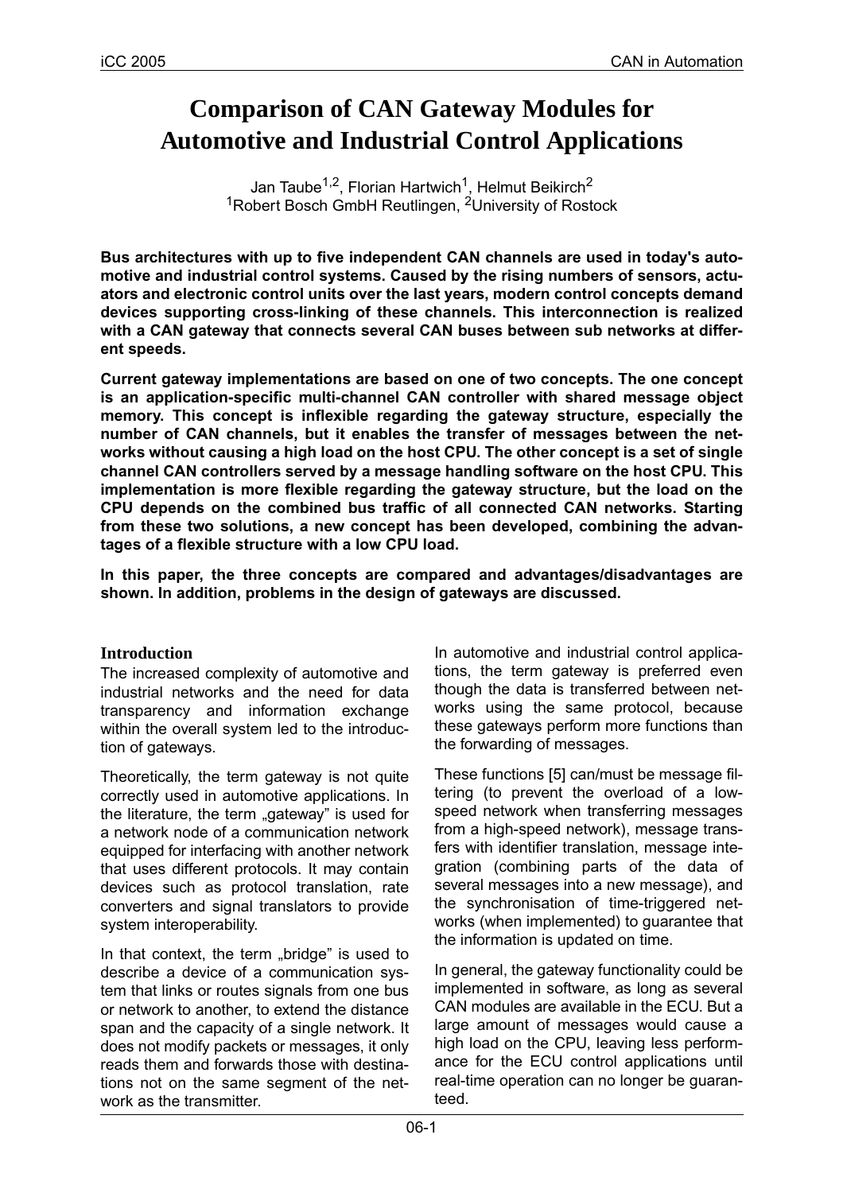# Comparison of CAN Gateway Modules for Automotive and Industrial Control Applications

Jan Taube[1,2], Florian Hartwich[1], Helmut Beikirch[2]
[1]Robert Bosch GmbH Reutlingen, [2]University of Rostock

**Bus architectures with up to five independent CAN channels are used in today's automotive and industrial control systems. Caused by the rising numbers of sensors, actuators and electronic control units over the last years, modern control concepts demand devices supporting cross-linking of these channels. This interconnection is realized with a CAN gateway that connects several CAN buses between sub networks at different speeds.**

**Current gateway implementations are based on one of two concepts. The one concept is an application-specific multi-channel CAN controller with shared message object memory. This concept is inflexible regarding the gateway structure, especially the number of CAN channels, but it enables the transfer of messages between the networks without causing a high load on the host CPU. The other concept is a set of single channel CAN controllers served by a message handling software on the host CPU. This implementation is more flexible regarding the gateway structure, but the load on the CPU depends on the combined bus traffic of all connected CAN networks. Starting from these two solutions, a new concept has been developed, combining the advantages of a flexible structure with a low CPU load.**

**In this paper, the three concepts are compared and advantages/disadvantages are shown. In addition, problems in the design of gateways are discussed.**

## Introduction

The increased complexity of automotive and industrial networks and the need for data transparency and information exchange within the overall system led to the introduction of gateways.

Theoretically, the term gateway is not quite correctly used in automotive applications. In the literature, the term „gateway" is used for a network node of a communication network equipped for interfacing with another network that uses different protocols. It may contain devices such as protocol translation, rate converters and signal translators to provide system interoperability.

In that context, the term „bridge" is used to describe a device of a communication system that links or routes signals from one bus or network to another, to extend the distance span and the capacity of a single network. It does not modify packets or messages, it only reads them and forwards those with destinations not on the same segment of the network as the transmitter.

In automotive and industrial control applications, the term gateway is preferred even though the data is transferred between networks using the same protocol, because these gateways perform more functions than the forwarding of messages.

These functions [5] can/must be message filtering (to prevent the overload of a low-speed network when transferring messages from a high-speed network), message transfers with identifier translation, message integration (combining parts of the data of several messages into a new message), and the synchronisation of time-triggered networks (when implemented) to guarantee that the information is updated on time.

In general, the gateway functionality could be implemented in software, as long as several CAN modules are available in the ECU. But a large amount of messages would cause a high load on the CPU, leaving less performance for the ECU control applications until real-time operation can no longer be guaranteed.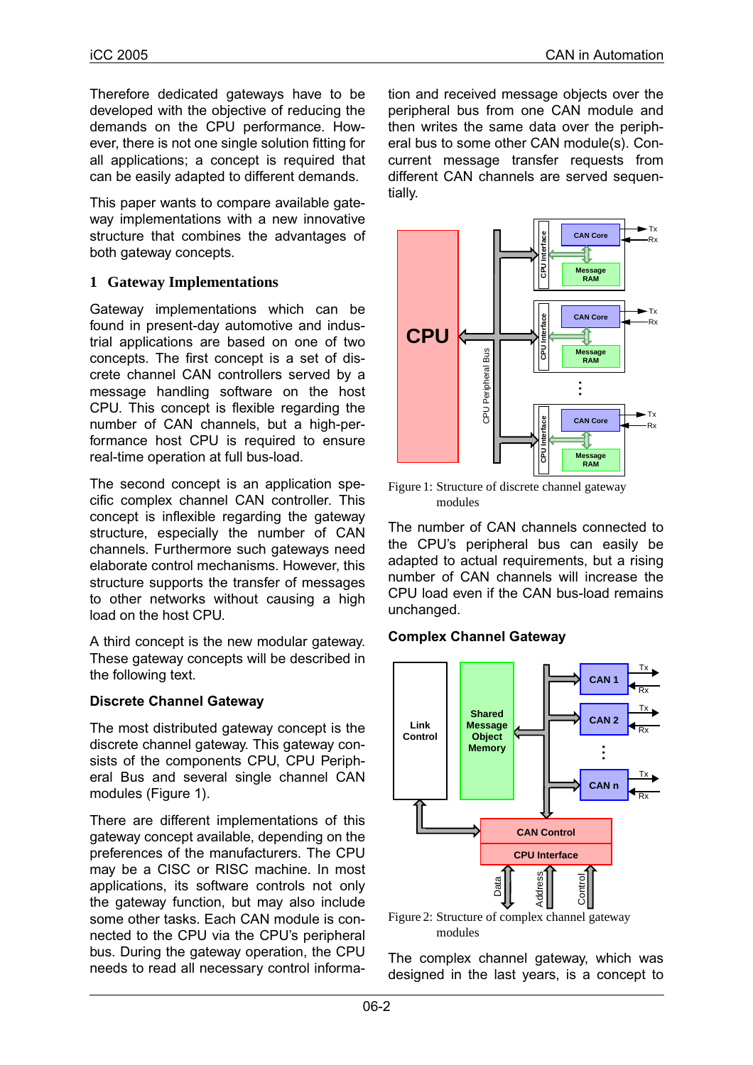Therefore dedicated gateways have to be developed with the objective of reducing the demands on the CPU performance. However, there is not one single solution fitting for all applications; a concept is required that can be easily adapted to different demands.

This paper wants to compare available gateway implementations with a new innovative structure that combines the advantages of both gateway concepts.

# 1 Gateway Implementations

Gateway implementations which can be found in present-day automotive and industrial applications are based on one of two concepts. The first concept is a set of discrete channel CAN controllers served by a message handling software on the host CPU. This concept is flexible regarding the number of CAN channels, but a high-performance host CPU is required to ensure real-time operation at full bus-load.

The second concept is an application specific complex channel CAN controller. This concept is inflexible regarding the gateway structure, especially the number of CAN channels. Furthermore such gateways need elaborate control mechanisms. However, this structure supports the transfer of messages to other networks without causing a high load on the host CPU.

A third concept is the new modular gateway. These gateway concepts will be described in the following text.

### Discrete Channel Gateway

The most distributed gateway concept is the discrete channel gateway. This gateway consists of the components CPU, CPU Peripheral Bus and several single channel CAN modules (Figure 1).

There are different implementations of this gateway concept available, depending on the preferences of the manufacturers. The CPU may be a CISC or RISC machine. In most applications, its software controls not only the gateway function, but may also include some other tasks. Each CAN module is connected to the CPU via the CPU's peripheral bus. During the gateway operation, the CPU needs to read all necessary control information and received message objects over the peripheral bus from one CAN module and then writes the same data over the peripheral bus to some other CAN module(s). Concurrent message transfer requests from different CAN channels are served sequentially.

Figure 1: Structure of discrete channel gateway modules

The number of CAN channels connected to the CPU's peripheral bus can easily be adapted to actual requirements, but a rising number of CAN channels will increase the CPU load even if the CAN bus-load remains unchanged.

### Complex Channel Gateway

Figure 2: Structure of complex channel gateway modules

The complex channel gateway, which was designed in the last years, is a concept to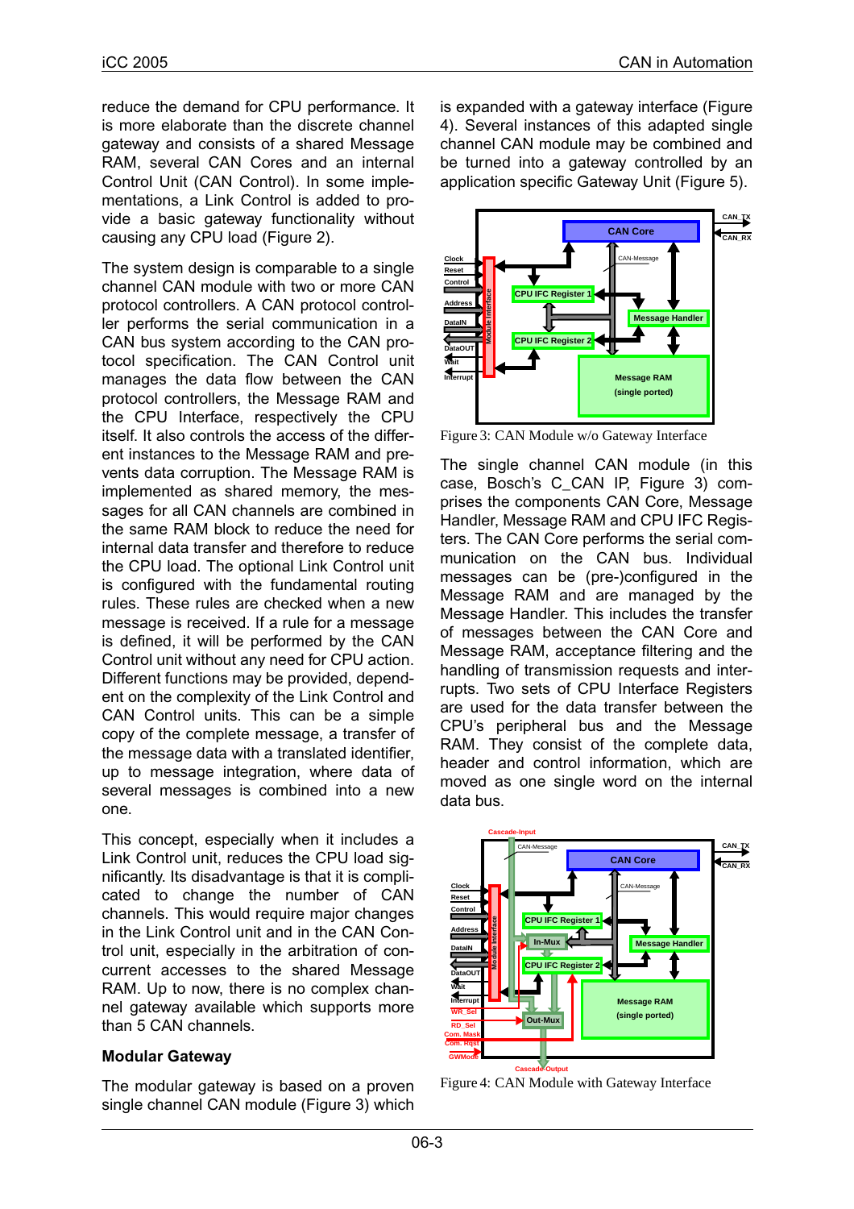reduce the demand for CPU performance. It is more elaborate than the discrete channel gateway and consists of a shared Message RAM, several CAN Cores and an internal Control Unit (CAN Control). In some implementations, a Link Control is added to provide a basic gateway functionality without causing any CPU load (Figure 2).

The system design is comparable to a single channel CAN module with two or more CAN protocol controllers. A CAN protocol controller performs the serial communication in a CAN bus system according to the CAN protocol specification. The CAN Control unit manages the data flow between the CAN protocol controllers, the Message RAM and the CPU Interface, respectively the CPU itself. It also controls the access of the different instances to the Message RAM and prevents data corruption. The Message RAM is implemented as shared memory, the messages for all CAN channels are combined in the same RAM block to reduce the need for internal data transfer and therefore to reduce the CPU load. The optional Link Control unit is configured with the fundamental routing rules. These rules are checked when a new message is received. If a rule for a message is defined, it will be performed by the CAN Control unit without any need for CPU action. Different functions may be provided, dependent on the complexity of the Link Control and CAN Control units. This can be a simple copy of the complete message, a transfer of the message data with a translated identifier, up to message integration, where data of several messages is combined into a new one.

This concept, especially when it includes a Link Control unit, reduces the CPU load significantly. Its disadvantage is that it is complicated to change the number of CAN channels. This would require major changes in the Link Control unit and in the CAN Control unit, especially in the arbitration of concurrent accesses to the shared Message RAM. Up to now, there is no complex channel gateway available which supports more than 5 CAN channels.

## Modular Gateway

The modular gateway is based on a proven single channel CAN module (Figure 3) which is expanded with a gateway interface (Figure 4). Several instances of this adapted single channel CAN module may be combined and be turned into a gateway controlled by an application specific Gateway Unit (Figure 5).

Figure 3: CAN Module w/o Gateway Interface

The single channel CAN module (in this case, Bosch's C_CAN IP, Figure 3) comprises the components CAN Core, Message Handler, Message RAM and CPU IFC Registers. The CAN Core performs the serial communication on the CAN bus. Individual messages can be (pre-)configured in the Message RAM and are managed by the Message Handler. This includes the transfer of messages between the CAN Core and Message RAM, acceptance filtering and the handling of transmission requests and interrupts. Two sets of CPU Interface Registers are used for the data transfer between the CPU's peripheral bus and the Message RAM. They consist of the complete data, header and control information, which are moved as one single word on the internal data bus.

Figure 4: CAN Module with Gateway Interface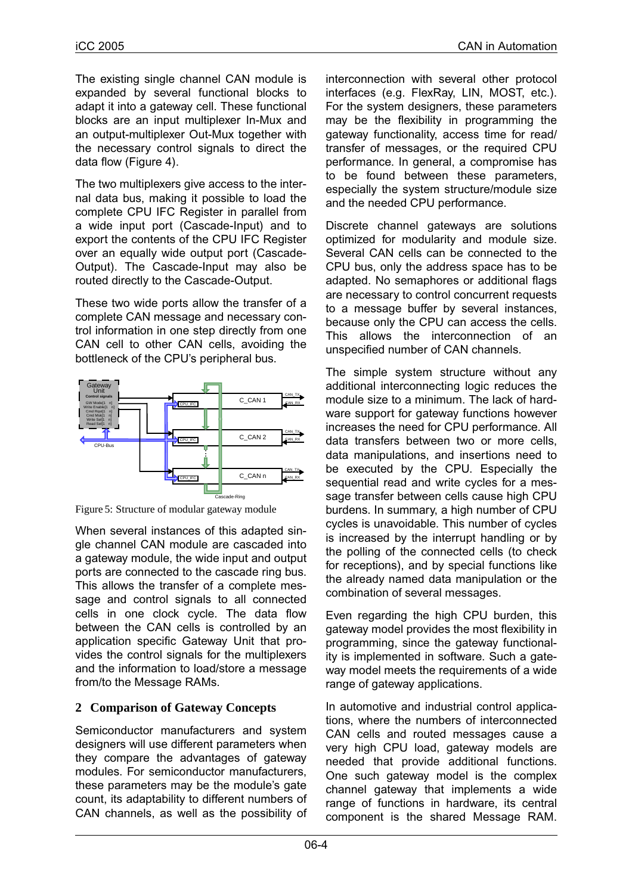The existing single channel CAN module is expanded by several functional blocks to adapt it into a gateway cell. These functional blocks are an input multiplexer In-Mux and an output-multiplexer Out-Mux together with the necessary control signals to direct the data flow (Figure 4).

The two multiplexers give access to the internal data bus, making it possible to load the complete CPU IFC Register in parallel from a wide input port (Cascade-Input) and to export the contents of the CPU IFC Register over an equally wide output port (Cascade-Output). The Cascade-Input may also be routed directly to the Cascade-Output.

These two wide ports allow the transfer of a complete CAN message and necessary control information in one step directly from one CAN cell to other CAN cells, avoiding the bottleneck of the CPU's peripheral bus.

Figure 5: Structure of modular gateway module

When several instances of this adapted single channel CAN module are cascaded into a gateway module, the wide input and output ports are connected to the cascade ring bus. This allows the transfer of a complete message and control signals to all connected cells in one clock cycle. The data flow between the CAN cells is controlled by an application specific Gateway Unit that provides the control signals for the multiplexers and the information to load/store a message from/to the Message RAMs.

## 2 Comparison of Gateway Concepts

Semiconductor manufacturers and system designers will use different parameters when they compare the advantages of gateway modules. For semiconductor manufacturers, these parameters may be the module's gate count, its adaptability to different numbers of CAN channels, as well as the possibility of interconnection with several other protocol interfaces (e.g. FlexRay, LIN, MOST, etc.). For the system designers, these parameters may be the flexibility in programming the gateway functionality, access time for read/transfer of messages, or the required CPU performance. In general, a compromise has to be found between these parameters, especially the system structure/module size and the needed CPU performance.

Discrete channel gateways are solutions optimized for modularity and module size. Several CAN cells can be connected to the CPU bus, only the address space has to be adapted. No semaphores or additional flags are necessary to control concurrent requests to a message buffer by several instances, because only the CPU can access the cells. This allows the interconnection of an unspecified number of CAN channels.

The simple system structure without any additional interconnecting logic reduces the module size to a minimum. The lack of hardware support for gateway functions however increases the need for CPU performance. All data transfers between two or more cells, data manipulations, and insertions need to be executed by the CPU. Especially the sequential read and write cycles for a message transfer between cells cause high CPU burdens. In summary, a high number of CPU cycles is unavoidable. This number of cycles is increased by the interrupt handling or by the polling of the connected cells (to check for receptions), and by special functions like the already named data manipulation or the combination of several messages.

Even regarding the high CPU burden, this gateway model provides the most flexibility in programming, since the gateway functionality is implemented in software. Such a gateway model meets the requirements of a wide range of gateway applications.

In automotive and industrial control applications, where the numbers of interconnected CAN cells and routed messages cause a very high CPU load, gateway models are needed that provide additional functions. One such gateway model is the complex channel gateway that implements a wide range of functions in hardware, its central component is the shared Message RAM.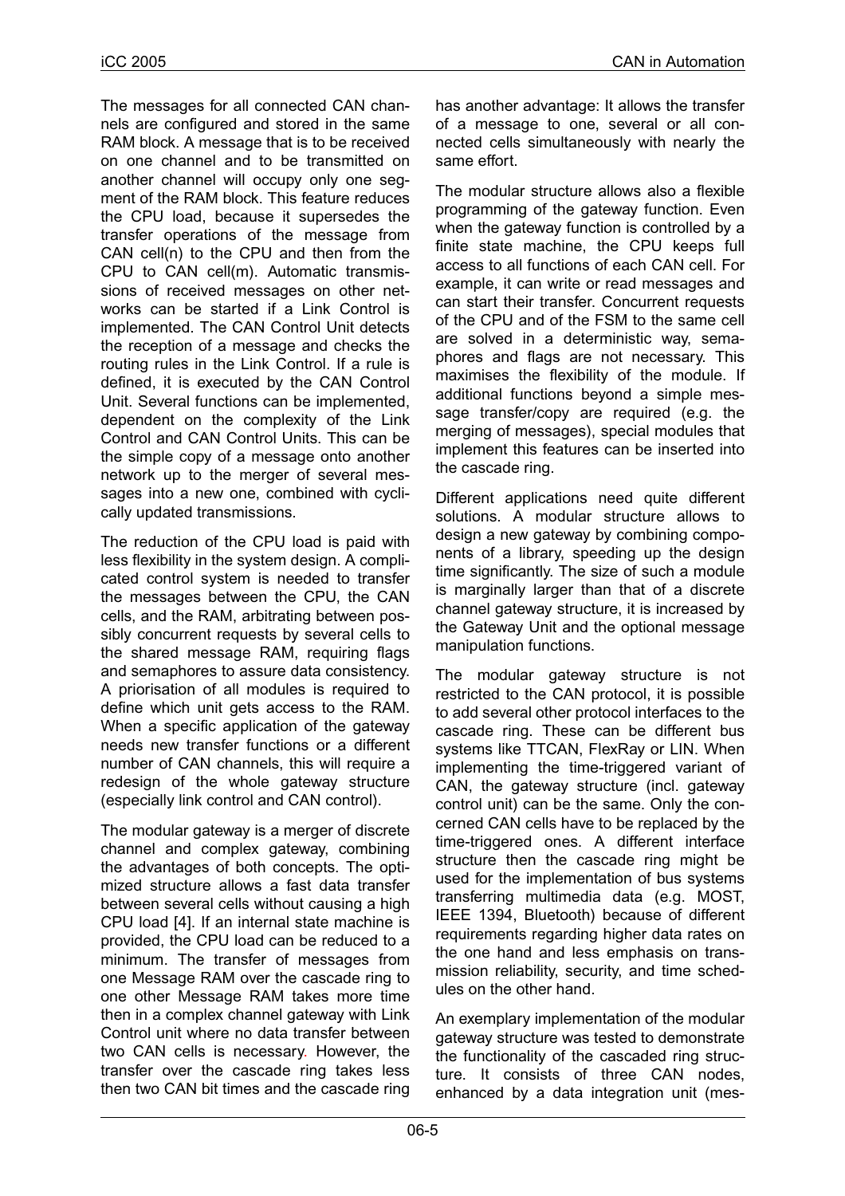The messages for all connected CAN channels are configured and stored in the same RAM block. A message that is to be received on one channel and to be transmitted on another channel will occupy only one segment of the RAM block. This feature reduces the CPU load, because it supersedes the transfer operations of the message from CAN cell(n) to the CPU and then from the CPU to CAN cell(m). Automatic transmissions of received messages on other networks can be started if a Link Control is implemented. The CAN Control Unit detects the reception of a message and checks the routing rules in the Link Control. If a rule is defined, it is executed by the CAN Control Unit. Several functions can be implemented, dependent on the complexity of the Link Control and CAN Control Units. This can be the simple copy of a message onto another network up to the merger of several messages into a new one, combined with cyclically updated transmissions.

The reduction of the CPU load is paid with less flexibility in the system design. A complicated control system is needed to transfer the messages between the CPU, the CAN cells, and the RAM, arbitrating between possibly concurrent requests by several cells to the shared message RAM, requiring flags and semaphores to assure data consistency. A priorisation of all modules is required to define which unit gets access to the RAM. When a specific application of the gateway needs new transfer functions or a different number of CAN channels, this will require a redesign of the whole gateway structure (especially link control and CAN control).

The modular gateway is a merger of discrete channel and complex gateway, combining the advantages of both concepts. The optimized structure allows a fast data transfer between several cells without causing a high CPU load [4]. If an internal state machine is provided, the CPU load can be reduced to a minimum. The transfer of messages from one Message RAM over the cascade ring to one other Message RAM takes more time then in a complex channel gateway with Link Control unit where no data transfer between two CAN cells is necessary. However, the transfer over the cascade ring takes less then two CAN bit times and the cascade ring has another advantage: It allows the transfer of a message to one, several or all connected cells simultaneously with nearly the same effort.

The modular structure allows also a flexible programming of the gateway function. Even when the gateway function is controlled by a finite state machine, the CPU keeps full access to all functions of each CAN cell. For example, it can write or read messages and can start their transfer. Concurrent requests of the CPU and of the FSM to the same cell are solved in a deterministic way, semaphores and flags are not necessary. This maximises the flexibility of the module. If additional functions beyond a simple message transfer/copy are required (e.g. the merging of messages), special modules that implement this features can be inserted into the cascade ring.

Different applications need quite different solutions. A modular structure allows to design a new gateway by combining components of a library, speeding up the design time significantly. The size of such a module is marginally larger than that of a discrete channel gateway structure, it is increased by the Gateway Unit and the optional message manipulation functions.

The modular gateway structure is not restricted to the CAN protocol, it is possible to add several other protocol interfaces to the cascade ring. These can be different bus systems like TTCAN, FlexRay or LIN. When implementing the time-triggered variant of CAN, the gateway structure (incl. gateway control unit) can be the same. Only the concerned CAN cells have to be replaced by the time-triggered ones. A different interface structure then the cascade ring might be used for the implementation of bus systems transferring multimedia data (e.g. MOST, IEEE 1394, Bluetooth) because of different requirements regarding higher data rates on the one hand and less emphasis on transmission reliability, security, and time schedules on the other hand.

An exemplary implementation of the modular gateway structure was tested to demonstrate the functionality of the cascaded ring structure. It consists of three CAN nodes, enhanced by a data integration unit (mes-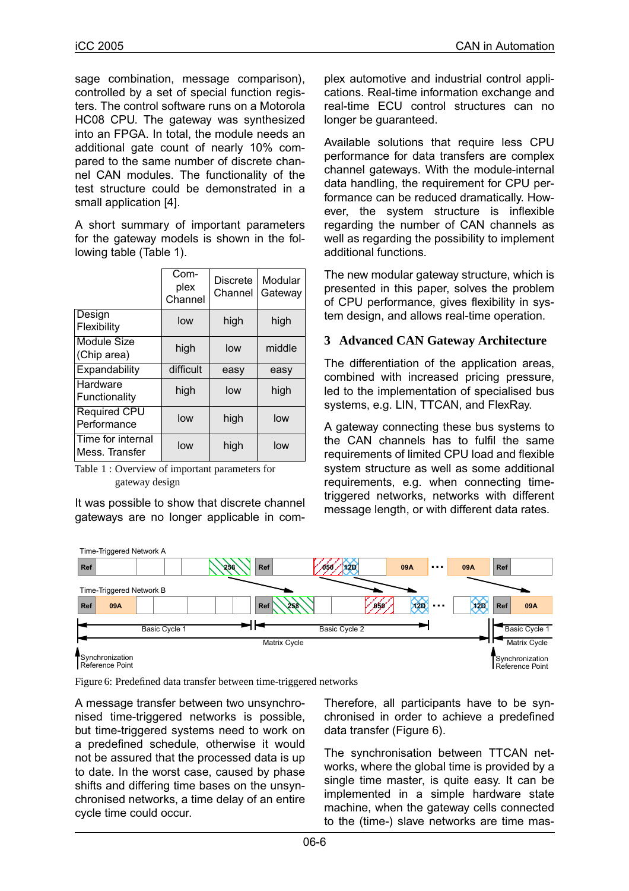sage combination, message comparison), controlled by a set of special function registers. The control software runs on a Motorola HC08 CPU. The gateway was synthesized into an FPGA. In total, the module needs an additional gate count of nearly 10% compared to the same number of discrete channel CAN modules. The functionality of the test structure could be demonstrated in a small application [4].

A short summary of important parameters for the gateway models is shown in the following table (Table 1).

| | Complex Channel | Discrete Channel | Modular Gateway |
|---|---|---|---|
| Design Flexibility | low | high | high |
| Module Size (Chip area) | high | low | middle |
| Expandability | difficult | easy | easy |
| Hardware Functionality | high | low | high |
| Required CPU Performance | low | high | low |
| Time for internal Mess. Transfer | low | high | low |

Table 1 : Overview of important parameters for gateway design

It was possible to show that discrete channel gateways are no longer applicable in complex automotive and industrial control applications. Real-time information exchange and real-time ECU control structures can no longer be guaranteed.

Available solutions that require less CPU performance for data transfers are complex channel gateways. With the module-internal data handling, the requirement for CPU performance can be reduced dramatically. However, the system structure is inflexible regarding the number of CAN channels as well as regarding the possibility to implement additional functions.

The new modular gateway structure, which is presented in this paper, solves the problem of CPU performance, gives flexibility in system design, and allows real-time operation.

## 3 Advanced CAN Gateway Architecture

The differentiation of the application areas, combined with increased pricing pressure, led to the implementation of specialised bus systems, e.g. LIN, TTCAN, and FlexRay.

A gateway connecting these bus systems to the CAN channels has to fulfil the same requirements of limited CPU load and flexible system structure as well as some additional requirements, e.g. when connecting time-triggered networks, networks with different message length, or with different data rates.

Figure 6: Predefined data transfer between time-triggered networks

A message transfer between two unsynchronised time-triggered networks is possible, but time-triggered systems need to work on a predefined schedule, otherwise it would not be assured that the processed data is up to date. In the worst case, caused by phase shifts and differing time bases on the unsynchronised networks, a time delay of an entire cycle time could occur.

Therefore, all participants have to be synchronised in order to achieve a predefined data transfer (Figure 6).

The synchronisation between TTCAN networks, where the global time is provided by a single time master, is quite easy. It can be implemented in a simple hardware state machine, when the gateway cells connected to the (time-) slave networks are time mas-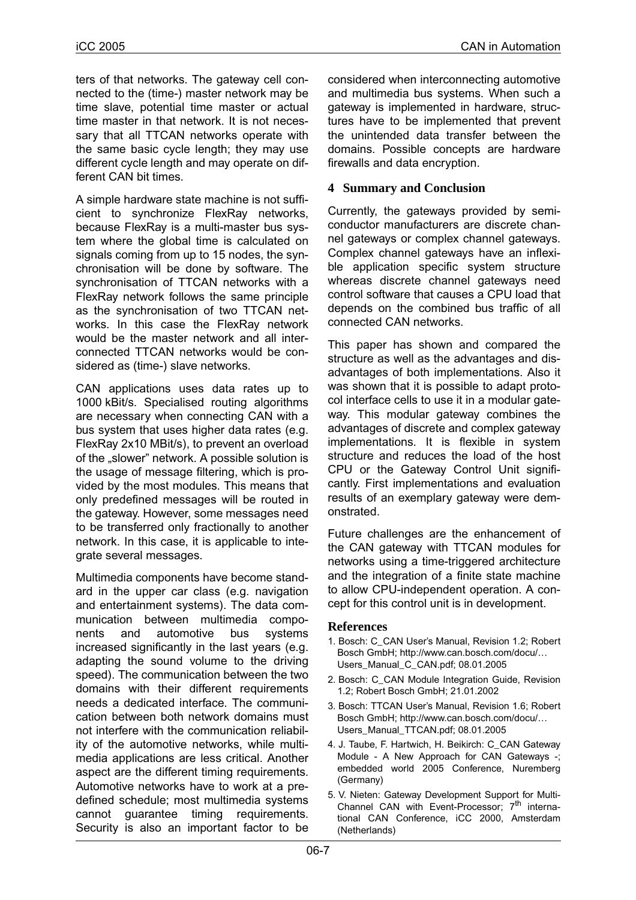ters of that networks. The gateway cell connected to the (time-) master network may be time slave, potential time master or actual time master in that network. It is not necessary that all TTCAN networks operate with the same basic cycle length; they may use different cycle length and may operate on different CAN bit times.

A simple hardware state machine is not sufficient to synchronize FlexRay networks, because FlexRay is a multi-master bus system where the global time is calculated on signals coming from up to 15 nodes, the synchronisation will be done by software. The synchronisation of TTCAN networks with a FlexRay network follows the same principle as the synchronisation of two TTCAN networks. In this case the FlexRay network would be the master network and all interconnected TTCAN networks would be considered as (time-) slave networks.

CAN applications uses data rates up to 1000 kBit/s. Specialised routing algorithms are necessary when connecting CAN with a bus system that uses higher data rates (e.g. FlexRay 2x10 MBit/s), to prevent an overload of the „slower" network. A possible solution is the usage of message filtering, which is provided by the most modules. This means that only predefined messages will be routed in the gateway. However, some messages need to be transferred only fractionally to another network. In this case, it is applicable to integrate several messages.

Multimedia components have become standard in the upper car class (e.g. navigation and entertainment systems). The data communication between multimedia components and automotive bus systems increased significantly in the last years (e.g. adapting the sound volume to the driving speed). The communication between the two domains with their different requirements needs a dedicated interface. The communication between both network domains must not interfere with the communication reliability of the automotive networks, while multimedia applications are less critical. Another aspect are the different timing requirements. Automotive networks have to work at a predefined schedule; most multimedia systems cannot guarantee timing requirements. Security is also an important factor to be considered when interconnecting automotive and multimedia bus systems. When such a gateway is implemented in hardware, structures have to be implemented that prevent the unintended data transfer between the domains. Possible concepts are hardware firewalls and data encryption.

## 4 Summary and Conclusion

Currently, the gateways provided by semiconductor manufacturers are discrete channel gateways or complex channel gateways. Complex channel gateways have an inflexible application specific system structure whereas discrete channel gateways need control software that causes a CPU load that depends on the combined bus traffic of all connected CAN networks.

This paper has shown and compared the structure as well as the advantages and disadvantages of both implementations. Also it was shown that it is possible to adapt protocol interface cells to use it in a modular gateway. This modular gateway combines the advantages of discrete and complex gateway implementations. It is flexible in system structure and reduces the load of the host CPU or the Gateway Control Unit significantly. First implementations and evaluation results of an exemplary gateway were demonstrated.

Future challenges are the enhancement of the CAN gateway with TTCAN modules for networks using a time-triggered architecture and the integration of a finite state machine to allow CPU-independent operation. A concept for this control unit is in development.

## References

1. Bosch: C_CAN User's Manual, Revision 1.2; Robert Bosch GmbH; http://www.can.bosch.com/docu/… Users_Manual_C_CAN.pdf; 08.01.2005
2. Bosch: C_CAN Module Integration Guide, Revision 1.2; Robert Bosch GmbH; 21.01.2002
3. Bosch: TTCAN User's Manual, Revision 1.6; Robert Bosch GmbH; http://www.can.bosch.com/docu/… Users_Manual_TTCAN.pdf; 08.01.2005
4. J. Taube, F. Hartwich, H. Beikirch: C_CAN Gateway Module - A New Approach for CAN Gateways -; embedded world 2005 Conference, Nuremberg (Germany)
5. V. Nieten: Gateway Development Support for Multi-Channel CAN with Event-Processor; 7th international CAN Conference, iCC 2000, Amsterdam (Netherlands)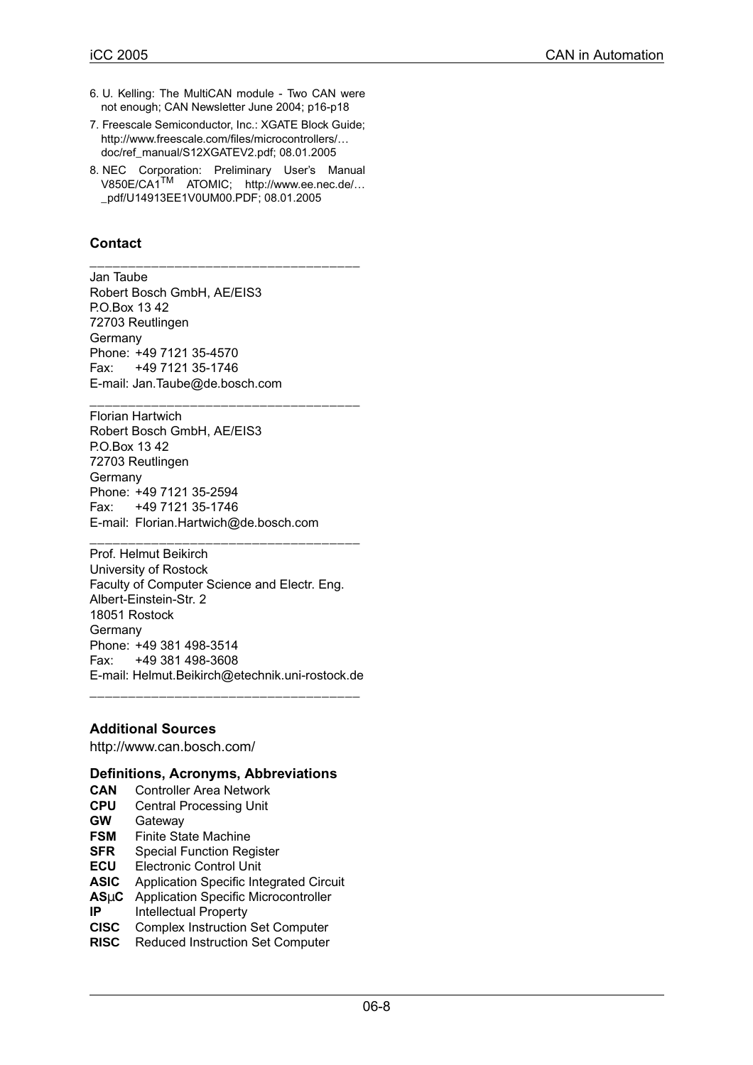6. U. Kelling: The MultiCAN module - Two CAN were not enough; CAN Newsletter June 2004; p16-p18
7. Freescale Semiconductor, Inc.: XGATE Block Guide; http://www.freescale.com/files/microcontrollers/… doc/ref_manual/S12XGATEV2.pdf; 08.01.2005
8. NEC Corporation: Preliminary User's Manual V850E/CA1™ ATOMIC; http://www.ee.nec.de/… _pdf/U14913EE1V0UM00.PDF; 08.01.2005

## Contact

---

Jan Taube
Robert Bosch GmbH, AE/EIS3
P.O.Box 13 42
72703 Reutlingen
Germany
Phone: +49 7121 35-4570
Fax: +49 7121 35-1746
E-mail: Jan.Taube@de.bosch.com

---

Florian Hartwich
Robert Bosch GmbH, AE/EIS3
P.O.Box 13 42
72703 Reutlingen
Germany
Phone: +49 7121 35-2594
Fax: +49 7121 35-1746
E-mail: Florian.Hartwich@de.bosch.com

---

Prof. Helmut Beikirch
University of Rostock
Faculty of Computer Science and Electr. Eng.
Albert-Einstein-Str. 2
18051 Rostock
Germany
Phone: +49 381 498-3514
Fax: +49 381 498-3608
E-mail: Helmut.Beikirch@etechnik.uni-rostock.de

---

## Additional Sources

http://www.can.bosch.com/

## Definitions, Acronyms, Abbreviations

**CAN** Controller Area Network
**CPU** Central Processing Unit
**GW** Gateway
**FSM** Finite State Machine
**SFR** Special Function Register
**ECU** Electronic Control Unit
**ASIC** Application Specific Integrated Circuit
**ASμC** Application Specific Microcontroller
**IP** Intellectual Property
**CISC** Complex Instruction Set Computer
**RISC** Reduced Instruction Set Computer